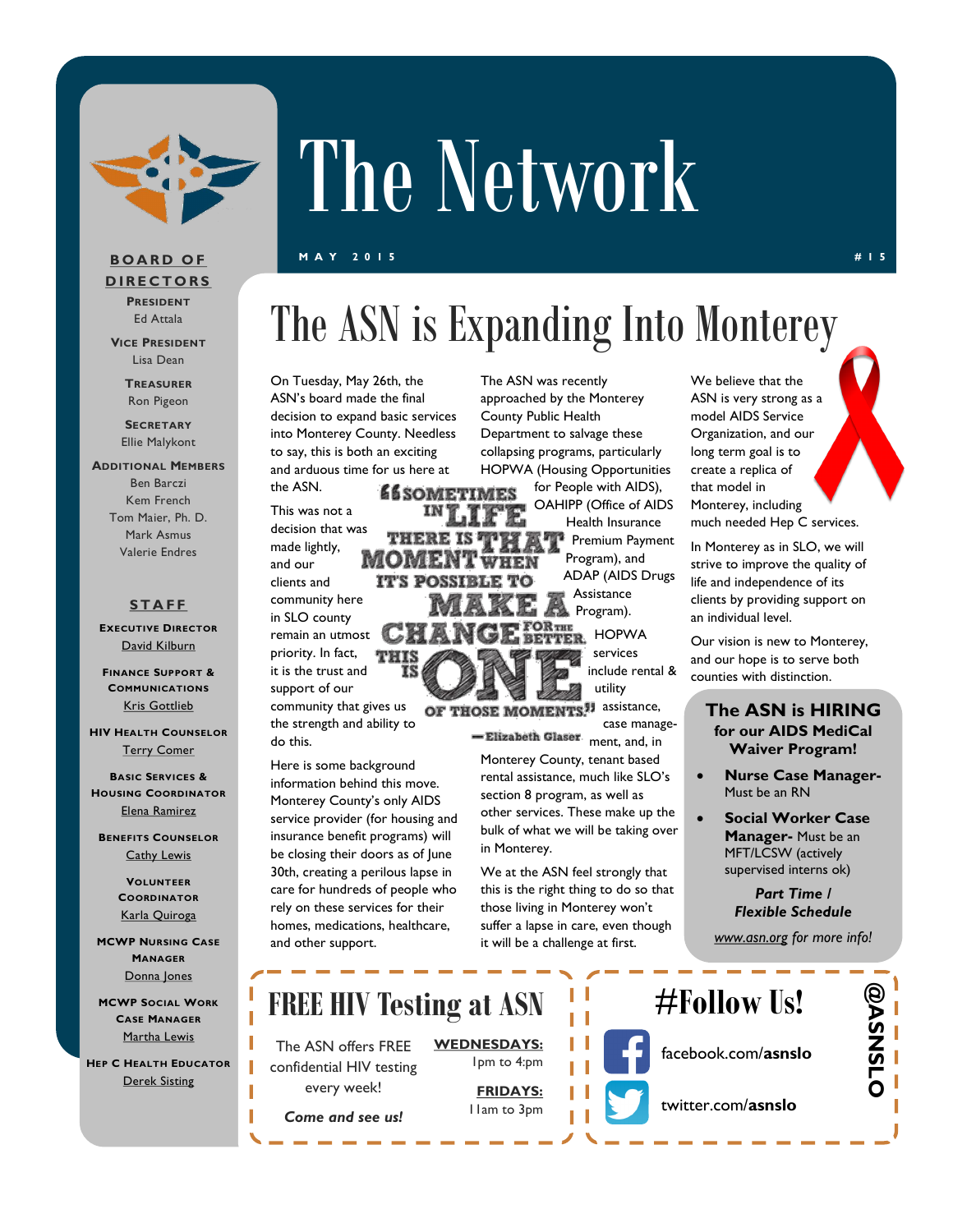# The Network

MAY 2015 #15

**BOARD OF DIRECTORS**

**President**
Ed Attala

**Vice President**
Lisa Dean

**Treasurer**
Ron Pigeon

**Secretary**
Ellie Malykont

**Additional Members**
Ben Barczi
Kem French
Tom Maier, Ph. D.
Mark Asmus
Valerie Endres

**STAFF**

**Executive Director**
David Kilburn

**Finance Support & Communications**
Kris Gottlieb

**HIV Health Counselor**
Terry Comer

**Basic Services & Housing Coordinator**
Elena Ramirez

**Benefits Counselor**
Cathy Lewis

**Volunteer Coordinator**
Karla Quiroga

**MCWP Nursing Case Manager**
Donna Jones

**MCWP Social Work Case Manager**
Martha Lewis

**Hep C Health Educator**
Derek Sisting

## The ASN is Expanding Into Monterey

On Tuesday, May 26th, the ASN's board made the final decision to expand basic services into Monterey County. Needless to say, this is both an exciting and arduous time for us here at the ASN.

This was not a decision that was made lightly, and our clients and community here in SLO county remain an utmost priority. In fact, it is the trust and support of our community that gives us the strength and ability to do this.

> "Sometimes in life there is that moment when it's possible to make a change for the better. This is one of those moments." —Elizabeth Glaser

Here is some background information behind this move. Monterey County's only AIDS service provider (for housing and insurance benefit programs) will be closing their doors as of June 30th, creating a perilous lapse in care for hundreds of people who rely on these services for their homes, medications, healthcare, and other support.

The ASN was recently approached by the Monterey County Public Health Department to salvage these collapsing programs, particularly HOPWA (Housing Opportunities for People with AIDS), OAHIPP (Office of AIDS Health Insurance Premium Payment Program), and ADAP (AIDS Drugs Assistance Program). HOPWA services include rental & utility assistance, case management, and, in Monterey County, tenant based rental assistance, much like SLO's section 8 program, as well as other services. These make up the bulk of what we will be taking over in Monterey.

We at the ASN feel strongly that this is the right thing to do so that those living in Monterey won't suffer a lapse in care, even though it will be a challenge at first.

We believe that the ASN is very strong as a model AIDS Service Organization, and our long term goal is to create a replica of that model in Monterey, including much needed Hep C services.

In Monterey as in SLO, we will strive to improve the quality of life and independence of its clients by providing support on an individual level.

Our vision is new to Monterey, and our hope is to serve both counties with distinction.

### The ASN is HIRING for our AIDS MediCal Waiver Program!

- **Nurse Case Manager-** Must be an RN
- **Social Worker Case Manager-** Must be an MFT/LCSW (actively supervised interns ok)

***Part Time / Flexible Schedule***

*www.asn.org for more info!*

### FREE HIV Testing at ASN

The ASN offers FREE confidential HIV testing every week!

***Come and see us!***

**WEDNESDAYS:**
1pm to 4pm

**FRIDAYS:**
11am to 3pm

### #Follow Us!

**@ASNSLO**

facebook.com/**asnslo**

twitter.com/**asnslo**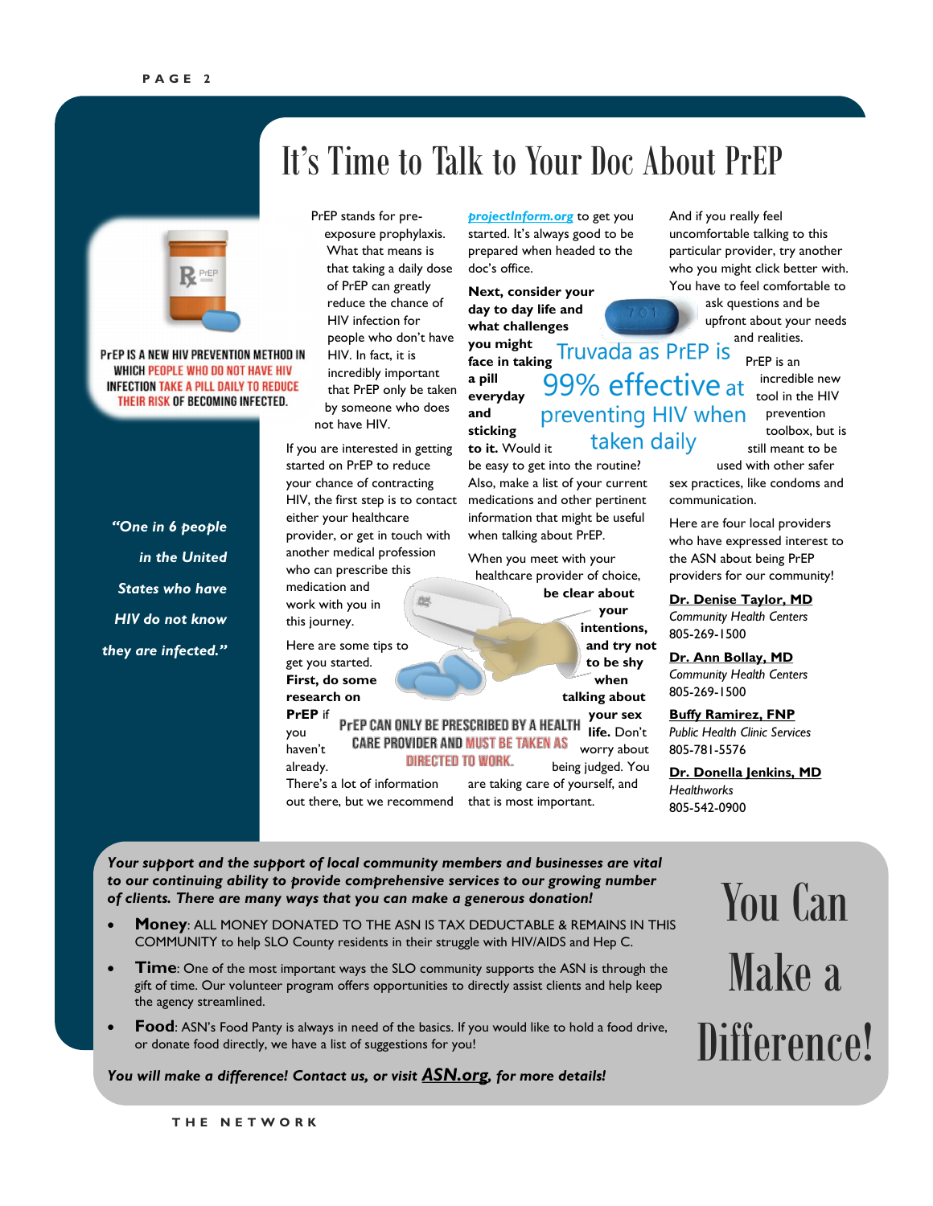# It's Time to Talk to Your Doc About PrEP

PREP IS A NEW HIV PREVENTION METHOD IN WHICH PEOPLE WHO DO NOT HAVE HIV INFECTION TAKE A PILL DAILY TO REDUCE THEIR RISK OF BECOMING INFECTED.

*"One in 6 people in the United States who have HIV do not know they are infected."*

PrEP stands for pre-exposure prophylaxis. What that means is that taking a daily dose of PrEP can greatly reduce the chance of HIV infection for people who don't have HIV. In fact, it is incredibly important that PrEP only be taken by someone who does not have HIV.

If you are interested in getting started on PrEP to reduce your chance of contracting HIV, the first step is to contact either your healthcare provider, or get in touch with another medical profession who can prescribe this medication and work with you in this journey.

Here are some tips to get you started. **First, do some research on PrEP** if you haven't already. There's a lot of information out there, but we recommend ***projectInform.org*** to get you started. It's always good to be prepared when headed to the doc's office.

**Next, consider your day to day life and what challenges you might face in taking a pill everyday and sticking to it.** Would it be easy to get into the routine? Also, make a list of your current medications and other pertinent information that might be useful when talking about PrEP.

Truvada as PrEP is 99% effective at preventing HIV when taken daily

When you meet with your healthcare provider of choice, **be clear about your intentions, and try not to be shy when talking about your sex life.** Don't worry about being judged. You are taking care of yourself, and that is most important.

PREP CAN ONLY BE PRESCRIBED BY A HEALTH CARE PROVIDER AND MUST BE TAKEN AS DIRECTED TO WORK.

And if you really feel uncomfortable talking to this particular provider, try another who you might click better with. You have to feel comfortable to ask questions and be upfront about your needs and realities.

PrEP is an incredible new tool in the HIV prevention toolbox, but is still meant to be used with other safer sex practices, like condoms and communication.

Here are four local providers who have expressed interest to the ASN about being PrEP providers for our community!

**Dr. Denise Taylor, MD**
*Community Health Centers*
805-269-1500

**Dr. Ann Bollay, MD**
*Community Health Centers*
805-269-1500

**Buffy Ramirez, FNP**
*Public Health Clinic Services*
805-781-5576

**Dr. Donella Jenkins, MD**
*Healthworks*
805-542-0900

## You Can Make a Difference!

***Your support and the support of local community members and businesses are vital to our continuing ability to provide comprehensive services to our growing number of clients. There are many ways that you can make a generous donation!***

- **Money**: ALL MONEY DONATED TO THE ASN IS TAX DEDUCTABLE & REMAINS IN THIS COMMUNITY to help SLO County residents in their struggle with HIV/AIDS and Hep C.
- **Time**: One of the most important ways the SLO community supports the ASN is through the gift of time. Our volunteer program offers opportunities to directly assist clients and help keep the agency streamlined.
- **Food**: ASN's Food Panty is always in need of the basics. If you would like to hold a food drive, or donate food directly, we have a list of suggestions for you!

***You will make a difference! Contact us, or visit ASN.org, for more details!***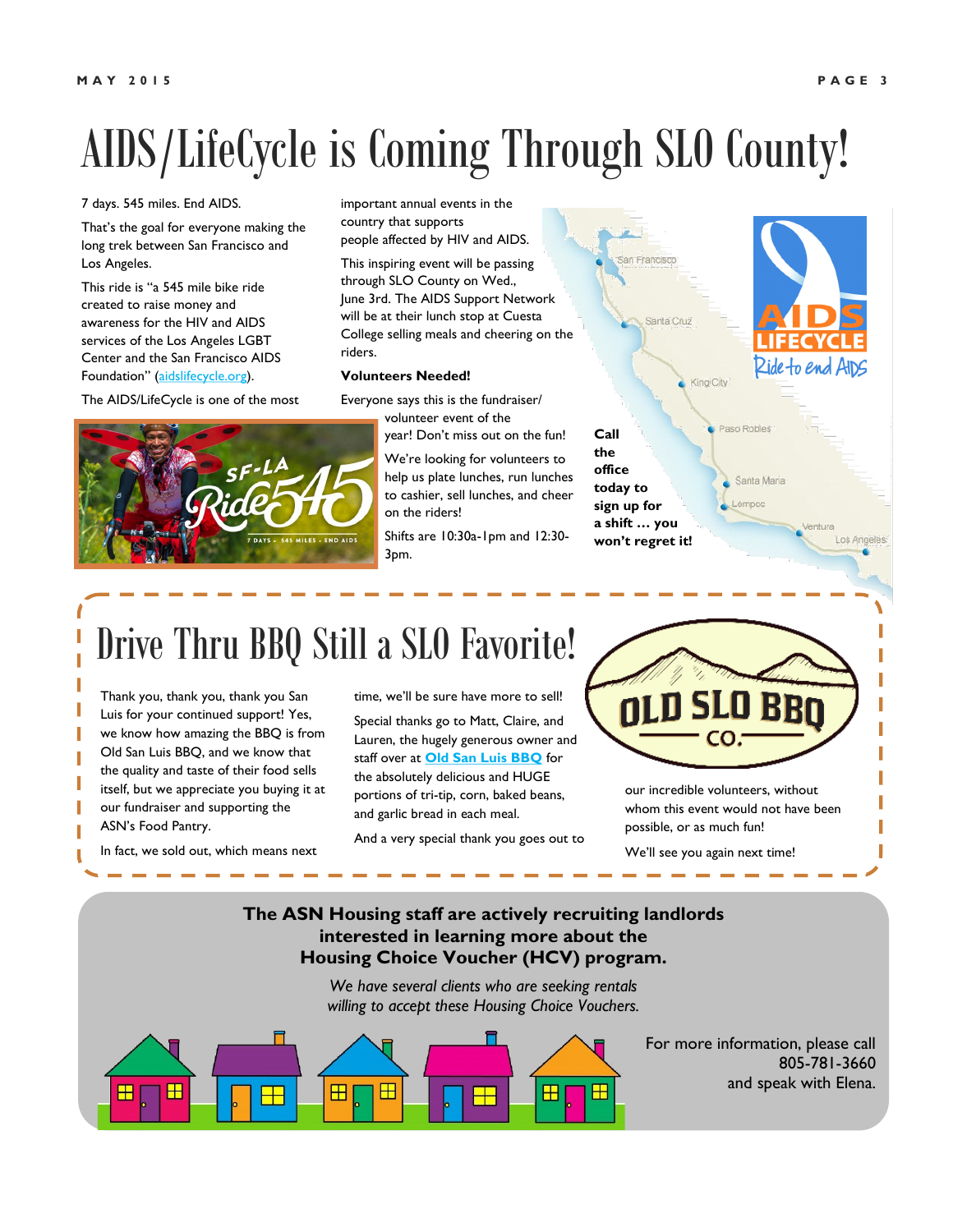# AIDS/LifeCycle is Coming Through SLO County!

7 days. 545 miles. End AIDS.

That's the goal for everyone making the long trek between San Francisco and Los Angeles.

This ride is "a 545 mile bike ride created to raise money and awareness for the HIV and AIDS services of the Los Angeles LGBT Center and the San Francisco AIDS Foundation" (aidslifecycle.org).

The AIDS/LifeCycle is one of the most important annual events in the country that supports people affected by HIV and AIDS.

This inspiring event will be passing through SLO County on Wed., June 3rd. The AIDS Support Network will be at their lunch stop at Cuesta College selling meals and cheering on the riders.

**Volunteers Needed!**

Everyone says this is the fundraiser/ volunteer event of the year! Don't miss out on the fun!

We're looking for volunteers to help us plate lunches, run lunches to cashier, sell lunches, and cheer on the riders!

Shifts are 10:30a-1pm and 12:30-3pm.

**Call the office today to sign up for a shift … you won't regret it!**

# Drive Thru BBQ Still a SLO Favorite!

Thank you, thank you, thank you San Luis for your continued support! Yes, we know how amazing the BBQ is from Old San Luis BBQ, and we know that the quality and taste of their food sells itself, but we appreciate you buying it at our fundraiser and supporting the ASN's Food Pantry.

In fact, we sold out, which means next time, we'll be sure have more to sell!

Special thanks go to Matt, Claire, and Lauren, the hugely generous owner and staff over at **Old San Luis BBQ** for the absolutely delicious and HUGE portions of tri-tip, corn, baked beans, and garlic bread in each meal.

And a very special thank you goes out to our incredible volunteers, without whom this event would not have been possible, or as much fun!

We'll see you again next time!

**The ASN Housing staff are actively recruiting landlords interested in learning more about the Housing Choice Voucher (HCV) program.**

*We have several clients who are seeking rentals willing to accept these Housing Choice Vouchers.*

For more information, please call 805-781-3660 and speak with Elena.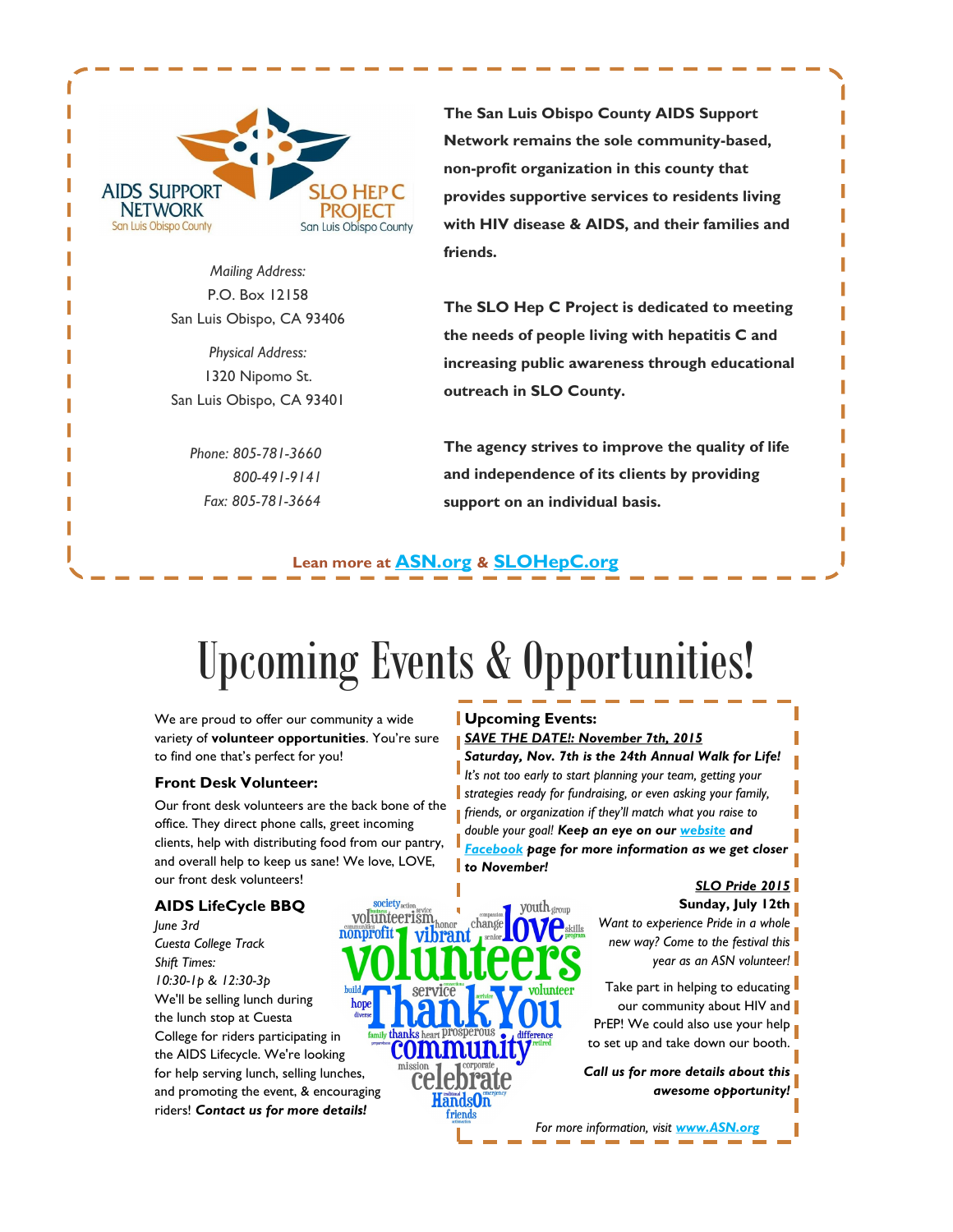AIDS SUPPORT NETWORK
San Luis Obispo County

SLO HEP C PROJECT
San Luis Obispo County

*Mailing Address:*
P.O. Box 12158
San Luis Obispo, CA 93406

*Physical Address:*
1320 Nipomo St.
San Luis Obispo, CA 93401

*Phone: 805-781-3660*
*800-491-9141*
*Fax: 805-781-3664*

**The San Luis Obispo County AIDS Support Network remains the sole community-based, non-profit organization in this county that provides supportive services to residents living with HIV disease & AIDS, and their families and friends.**

**The SLO Hep C Project is dedicated to meeting the needs of people living with hepatitis C and increasing public awareness through educational outreach in SLO County.**

**The agency strives to improve the quality of life and independence of its clients by providing support on an individual basis.**

**Lean more at ASN.org & SLOHepC.org**

# Upcoming Events & Opportunities!

We are proud to offer our community a wide variety of **volunteer opportunities**. You're sure to find one that's perfect for you!

### Front Desk Volunteer:

Our front desk volunteers are the back bone of the office. They direct phone calls, greet incoming clients, help with distributing food from our pantry, and overall help to keep us sane! We love, LOVE, our front desk volunteers!

### AIDS LifeCycle BBQ

*June 3rd*
*Cuesta College Track*
*Shift Times:*
*10:30-1p & 12:30-3p*

We'll be selling lunch during the lunch stop at Cuesta College for riders participating in the AIDS Lifecycle. We're looking for help serving lunch, selling lunches, and promoting the event, & encouraging riders! ***Contact us for more details!***

### Upcoming Events:

***SAVE THE DATE!: November 7th, 2015***

***Saturday, Nov. 7th is the 24th Annual Walk for Life!*** *It's not too early to start planning your team, getting your strategies ready for fundraising, or even asking your family, friends, or organization if they'll match what you raise to double your goal!* ***Keep an eye on our website and Facebook page for more information as we get closer to November!***

***SLO Pride 2015***
**Sunday, July 12th**

*Want to experience Pride in a whole new way? Come to the festival this year as an ASN volunteer!*

Take part in helping to educating our community about HIV and PrEP! We could also use your help to set up and take down our booth.

***Call us for more details about this awesome opportunity!***

*For more information, visit* ***www.ASN.org***